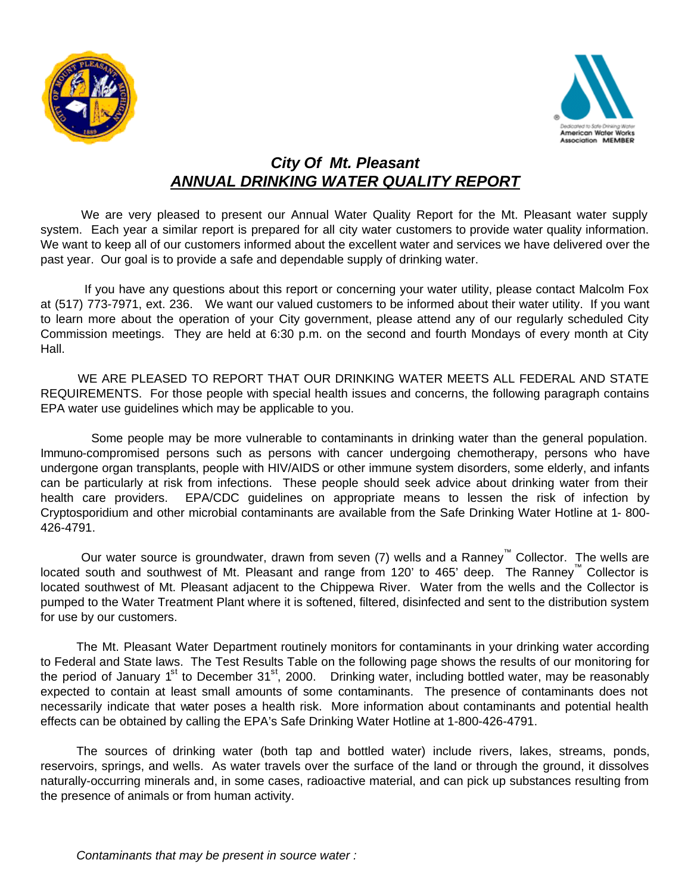# *City Of Mt. Pleasant*
## ***ANNUAL DRINKING WATER QUALITY REPORT***

We are very pleased to present our Annual Water Quality Report for the Mt. Pleasant water supply system. Each year a similar report is prepared for all city water customers to provide water quality information. We want to keep all of our customers informed about the excellent water and services we have delivered over the past year. Our goal is to provide a safe and dependable supply of drinking water.

If you have any questions about this report or concerning your water utility, please contact Malcolm Fox at (517) 773-7971, ext. 236. We want our valued customers to be informed about their water utility. If you want to learn more about the operation of your City government, please attend any of our regularly scheduled City Commission meetings. They are held at 6:30 p.m. on the second and fourth Mondays of every month at City Hall.

WE ARE PLEASED TO REPORT THAT OUR DRINKING WATER MEETS ALL FEDERAL AND STATE REQUIREMENTS. For those people with special health issues and concerns, the following paragraph contains EPA water use guidelines which may be applicable to you.

Some people may be more vulnerable to contaminants in drinking water than the general population. Immuno-compromised persons such as persons with cancer undergoing chemotherapy, persons who have undergone organ transplants, people with HIV/AIDS or other immune system disorders, some elderly, and infants can be particularly at risk from infections. These people should seek advice about drinking water from their health care providers. EPA/CDC guidelines on appropriate means to lessen the risk of infection by Cryptosporidium and other microbial contaminants are available from the Safe Drinking Water Hotline at 1- 800-426-4791.

Our water source is groundwater, drawn from seven (7) wells and a Ranney™ Collector. The wells are located south and southwest of Mt. Pleasant and range from 120' to 465' deep. The Ranney™ Collector is located southwest of Mt. Pleasant adjacent to the Chippewa River. Water from the wells and the Collector is pumped to the Water Treatment Plant where it is softened, filtered, disinfected and sent to the distribution system for use by our customers.

The Mt. Pleasant Water Department routinely monitors for contaminants in your drinking water according to Federal and State laws. The Test Results Table on the following page shows the results of our monitoring for the period of January 1st to December 31st, 2000. Drinking water, including bottled water, may be reasonably expected to contain at least small amounts of some contaminants. The presence of contaminants does not necessarily indicate that water poses a health risk. More information about contaminants and potential health effects can be obtained by calling the EPA's Safe Drinking Water Hotline at 1-800-426-4791.

The sources of drinking water (both tap and bottled water) include rivers, lakes, streams, ponds, reservoirs, springs, and wells. As water travels over the surface of the land or through the ground, it dissolves naturally-occurring minerals and, in some cases, radioactive material, and can pick up substances resulting from the presence of animals or from human activity.

*Contaminants that may be present in source water :*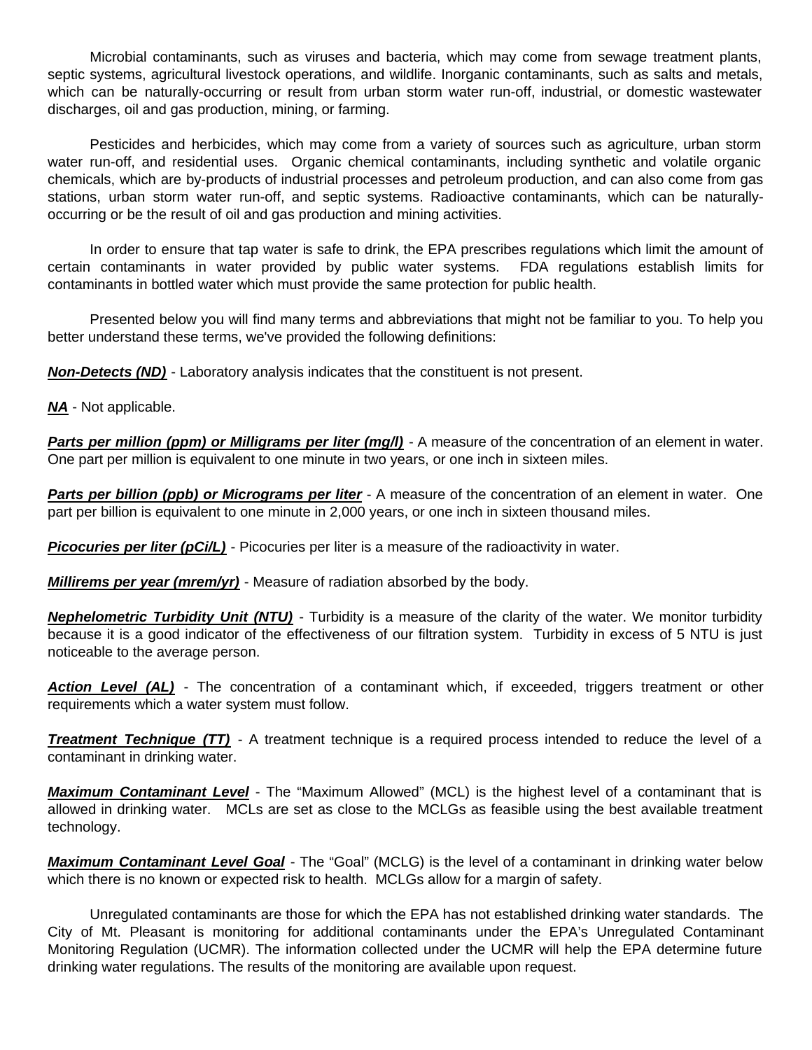Microbial contaminants, such as viruses and bacteria, which may come from sewage treatment plants, septic systems, agricultural livestock operations, and wildlife. Inorganic contaminants, such as salts and metals, which can be naturally-occurring or result from urban storm water run-off, industrial, or domestic wastewater discharges, oil and gas production, mining, or farming.

Pesticides and herbicides, which may come from a variety of sources such as agriculture, urban storm water run-off, and residential uses. Organic chemical contaminants, including synthetic and volatile organic chemicals, which are by-products of industrial processes and petroleum production, and can also come from gas stations, urban storm water run-off, and septic systems. Radioactive contaminants, which can be naturally-occurring or be the result of oil and gas production and mining activities.

In order to ensure that tap water is safe to drink, the EPA prescribes regulations which limit the amount of certain contaminants in water provided by public water systems. FDA regulations establish limits for contaminants in bottled water which must provide the same protection for public health.

Presented below you will find many terms and abbreviations that might not be familiar to you. To help you better understand these terms, we've provided the following definitions:

***Non-Detects (ND)*** - Laboratory analysis indicates that the constituent is not present.

***NA*** - Not applicable.

***Parts per million (ppm) or Milligrams per liter (mg/l)*** - A measure of the concentration of an element in water. One part per million is equivalent to one minute in two years, or one inch in sixteen miles.

***Parts per billion (ppb) or Micrograms per liter*** - A measure of the concentration of an element in water. One part per billion is equivalent to one minute in 2,000 years, or one inch in sixteen thousand miles.

***Picocuries per liter (pCi/L)*** - Picocuries per liter is a measure of the radioactivity in water.

***Millirems per year (mrem/yr)*** - Measure of radiation absorbed by the body.

***Nephelometric Turbidity Unit (NTU)*** - Turbidity is a measure of the clarity of the water. We monitor turbidity because it is a good indicator of the effectiveness of our filtration system. Turbidity in excess of 5 NTU is just noticeable to the average person.

***Action Level (AL)*** - The concentration of a contaminant which, if exceeded, triggers treatment or other requirements which a water system must follow.

***Treatment Technique (TT)*** - A treatment technique is a required process intended to reduce the level of a contaminant in drinking water.

***Maximum Contaminant Level*** - The "Maximum Allowed" (MCL) is the highest level of a contaminant that is allowed in drinking water. MCLs are set as close to the MCLGs as feasible using the best available treatment technology.

***Maximum Contaminant Level Goal*** - The "Goal" (MCLG) is the level of a contaminant in drinking water below which there is no known or expected risk to health. MCLGs allow for a margin of safety.

Unregulated contaminants are those for which the EPA has not established drinking water standards. The City of Mt. Pleasant is monitoring for additional contaminants under the EPA's Unregulated Contaminant Monitoring Regulation (UCMR). The information collected under the UCMR will help the EPA determine future drinking water regulations. The results of the monitoring are available upon request.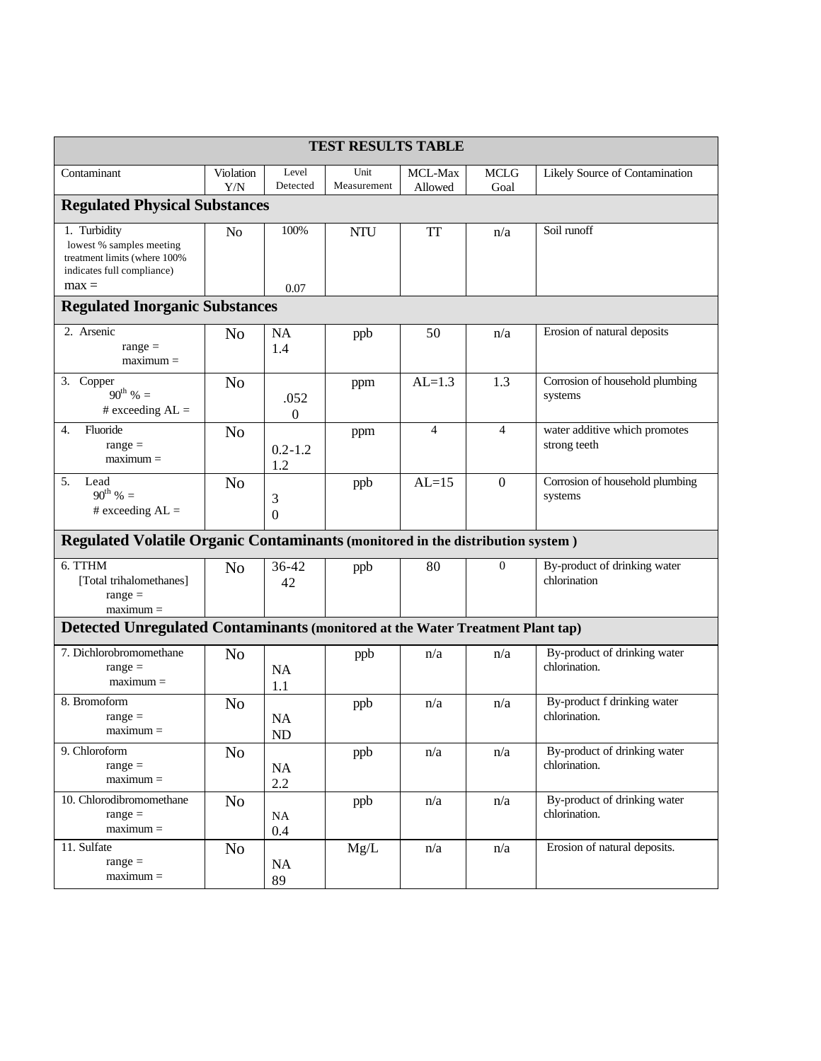| TEST RESULTS TABLE | | | | | | |
|---|---|---|---|---|---|---|
| Contaminant | Violation Y/N | Level Detected | Unit Measurement | MCL-Max Allowed | MCLG Goal | Likely Source of Contamination |
| **Regulated Physical Substances** | | | | | | |
| 1. Turbidity lowest % samples meeting treatment limits (where 100% indicates full compliance) max = | No | 100% 0.07 | NTU | TT | n/a | Soil runoff |
| **Regulated Inorganic Substances** | | | | | | |
| 2. Arsenic range = maximum = | No | NA 1.4 | ppb | 50 | n/a | Erosion of natural deposits |
| 3. Copper 90th % = # exceeding AL = | No | .052 0 | ppm | AL=1.3 | 1.3 | Corrosion of household plumbing systems |
| 4. Fluoride range = maximum = | No | 0.2-1.2 1.2 | ppm | 4 | 4 | water additive which promotes strong teeth |
| 5. Lead 90th % = # exceeding AL = | No | 3 0 | ppb | AL=15 | 0 | Corrosion of household plumbing systems |
| **Regulated Volatile Organic Contaminants (monitored in the distribution system )** | | | | | | |
| 6. TTHM [Total trihalomethanes] range = maximum = | No | 36-42 42 | ppb | 80 | 0 | By-product of drinking water chlorination |
| **Detected Unregulated Contaminants (monitored at the Water Treatment Plant tap)** | | | | | | |
| 7. Dichlorobromomethane range = maximum = | No | NA 1.1 | ppb | n/a | n/a | By-product of drinking water chlorination. |
| 8. Bromoform range = maximum = | No | NA ND | ppb | n/a | n/a | By-product f drinking water chlorination. |
| 9. Chloroform range = maximum = | No | NA 2.2 | ppb | n/a | n/a | By-product of drinking water chlorination. |
| 10. Chlorodibromomethane range = maximum = | No | NA 0.4 | ppb | n/a | n/a | By-product of drinking water chlorination. |
| 11. Sulfate range = maximum = | No | NA 89 | Mg/L | n/a | n/a | Erosion of natural deposits. |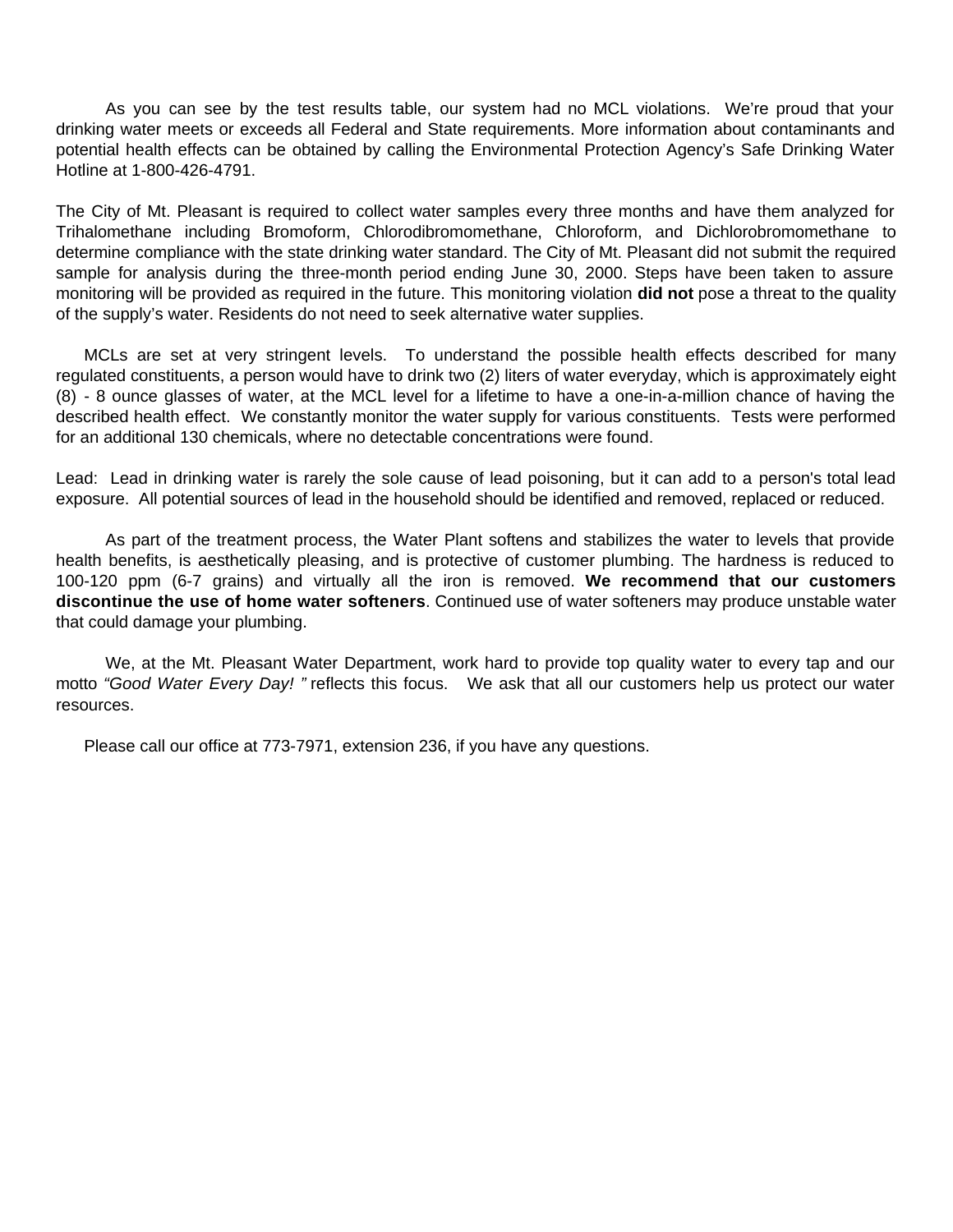As you can see by the test results table, our system had no MCL violations. We're proud that your drinking water meets or exceeds all Federal and State requirements. More information about contaminants and potential health effects can be obtained by calling the Environmental Protection Agency's Safe Drinking Water Hotline at 1-800-426-4791.

The City of Mt. Pleasant is required to collect water samples every three months and have them analyzed for Trihalomethane including Bromoform, Chlorodibromomethane, Chloroform, and Dichlorobromomethane to determine compliance with the state drinking water standard. The City of Mt. Pleasant did not submit the required sample for analysis during the three-month period ending June 30, 2000. Steps have been taken to assure monitoring will be provided as required in the future. This monitoring violation **did not** pose a threat to the quality of the supply's water. Residents do not need to seek alternative water supplies.

MCLs are set at very stringent levels. To understand the possible health effects described for many regulated constituents, a person would have to drink two (2) liters of water everyday, which is approximately eight (8) - 8 ounce glasses of water, at the MCL level for a lifetime to have a one-in-a-million chance of having the described health effect. We constantly monitor the water supply for various constituents. Tests were performed for an additional 130 chemicals, where no detectable concentrations were found.

Lead: Lead in drinking water is rarely the sole cause of lead poisoning, but it can add to a person's total lead exposure. All potential sources of lead in the household should be identified and removed, replaced or reduced.

As part of the treatment process, the Water Plant softens and stabilizes the water to levels that provide health benefits, is aesthetically pleasing, and is protective of customer plumbing. The hardness is reduced to 100-120 ppm (6-7 grains) and virtually all the iron is removed. **We recommend that our customers discontinue the use of home water softeners**. Continued use of water softeners may produce unstable water that could damage your plumbing.

We, at the Mt. Pleasant Water Department, work hard to provide top quality water to every tap and our motto *"Good Water Every Day! "* reflects this focus. We ask that all our customers help us protect our water resources.

Please call our office at 773-7971, extension 236, if you have any questions.